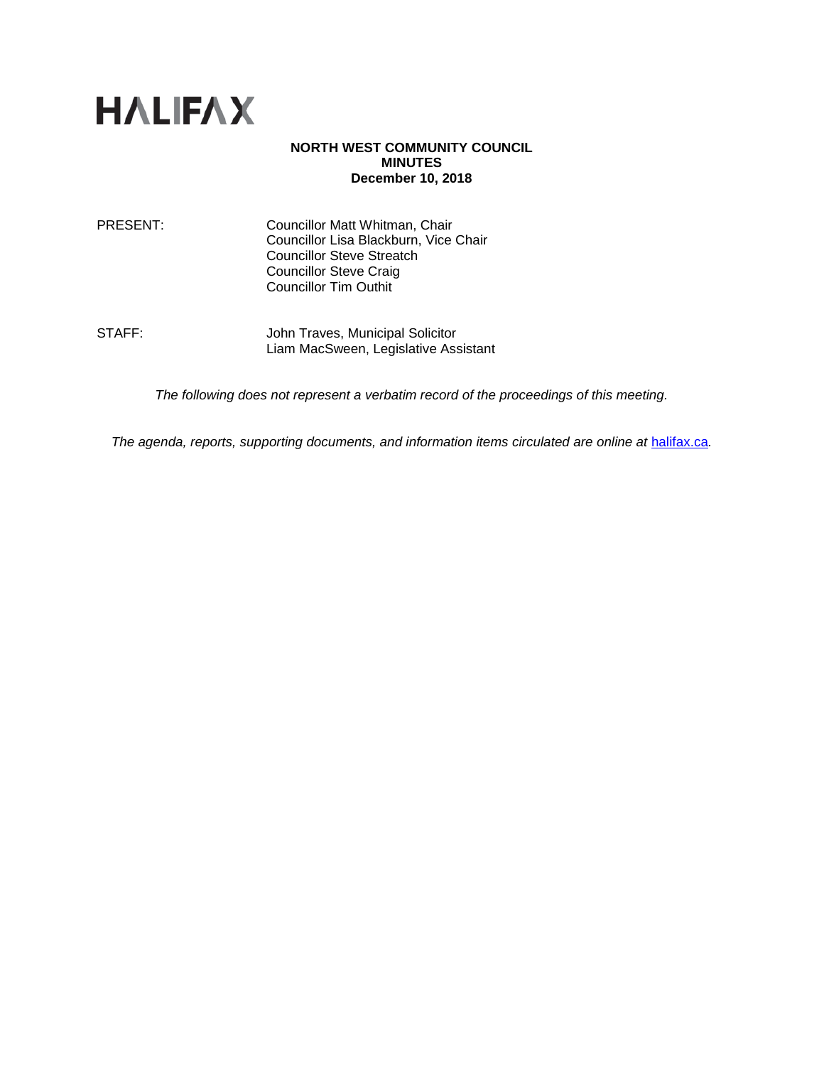HALIFAX

# NORTH WEST COMMUNITY COUNCIL
## MINUTES
### December 10, 2018

PRESENT: Councillor Matt Whitman, Chair
Councillor Lisa Blackburn, Vice Chair
Councillor Steve Streatch
Councillor Steve Craig
Councillor Tim Outhit

STAFF: John Traves, Municipal Solicitor
Liam MacSween, Legislative Assistant

*The following does not represent a verbatim record of the proceedings of this meeting.*

*The agenda, reports, supporting documents, and information items circulated are online at [halifax.ca](halifax.ca).*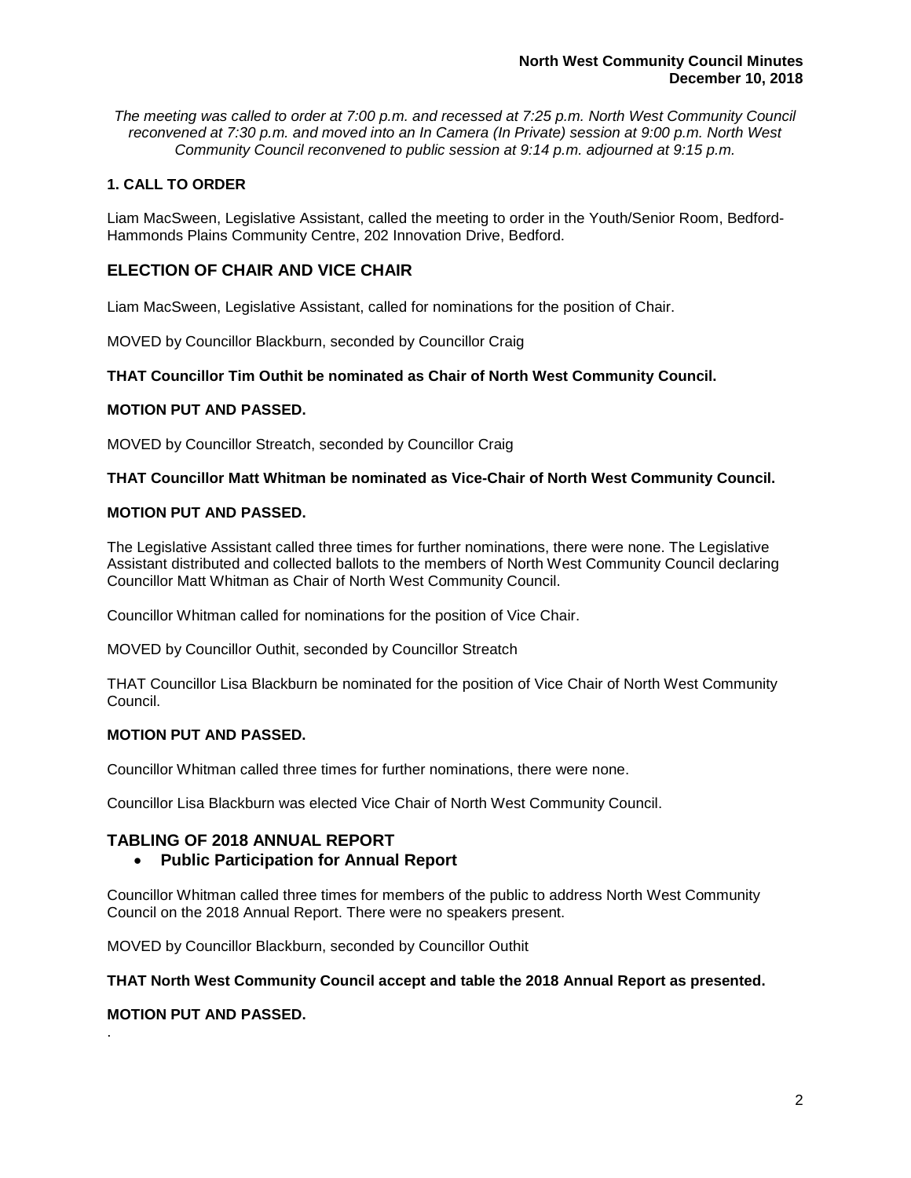*The meeting was called to order at 7:00 p.m. and recessed at 7:25 p.m. North West Community Council reconvened at 7:30 p.m. and moved into an In Camera (In Private) session at 9:00 p.m. North West Community Council reconvened to public session at 9:14 p.m. adjourned at 9:15 p.m.*

## 1. CALL TO ORDER

Liam MacSween, Legislative Assistant, called the meeting to order in the Youth/Senior Room, Bedford-Hammonds Plains Community Centre, 202 Innovation Drive, Bedford.

## ELECTION OF CHAIR AND VICE CHAIR

Liam MacSween, Legislative Assistant, called for nominations for the position of Chair.

MOVED by Councillor Blackburn, seconded by Councillor Craig

**THAT Councillor Tim Outhit be nominated as Chair of North West Community Council.**

**MOTION PUT AND PASSED.**

MOVED by Councillor Streatch, seconded by Councillor Craig

**THAT Councillor Matt Whitman be nominated as Vice-Chair of North West Community Council.**

**MOTION PUT AND PASSED.**

The Legislative Assistant called three times for further nominations, there were none. The Legislative Assistant distributed and collected ballots to the members of North West Community Council declaring Councillor Matt Whitman as Chair of North West Community Council.

Councillor Whitman called for nominations for the position of Vice Chair.

MOVED by Councillor Outhit, seconded by Councillor Streatch

THAT Councillor Lisa Blackburn be nominated for the position of Vice Chair of North West Community Council.

**MOTION PUT AND PASSED.**

Councillor Whitman called three times for further nominations, there were none.

Councillor Lisa Blackburn was elected Vice Chair of North West Community Council.

## TABLING OF 2018 ANNUAL REPORT

- **Public Participation for Annual Report**

Councillor Whitman called three times for members of the public to address North West Community Council on the 2018 Annual Report. There were no speakers present.

MOVED by Councillor Blackburn, seconded by Councillor Outhit

**THAT North West Community Council accept and table the 2018 Annual Report as presented.**

**MOTION PUT AND PASSED.**

.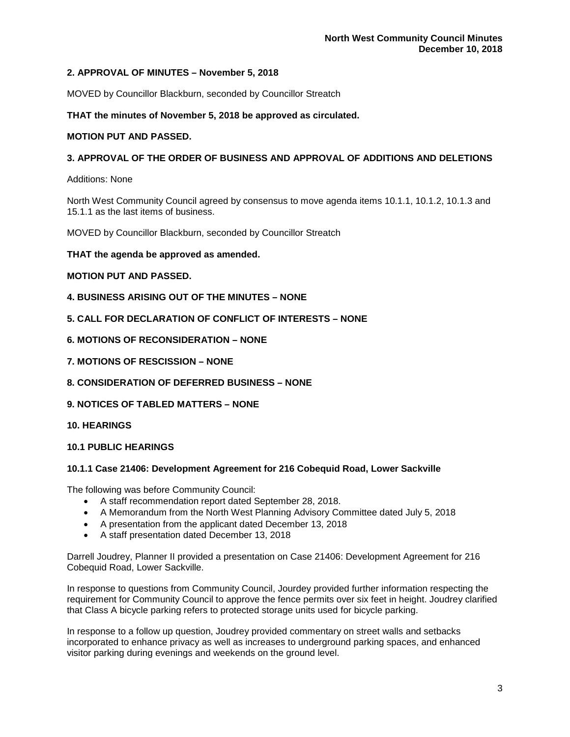### 2. APPROVAL OF MINUTES – November 5, 2018

MOVED by Councillor Blackburn, seconded by Councillor Streatch

**THAT the minutes of November 5, 2018 be approved as circulated.**

**MOTION PUT AND PASSED.**

### 3. APPROVAL OF THE ORDER OF BUSINESS AND APPROVAL OF ADDITIONS AND DELETIONS

Additions: None

North West Community Council agreed by consensus to move agenda items 10.1.1, 10.1.2, 10.1.3 and 15.1.1 as the last items of business.

MOVED by Councillor Blackburn, seconded by Councillor Streatch

**THAT the agenda be approved as amended.**

**MOTION PUT AND PASSED.**

### 4. BUSINESS ARISING OUT OF THE MINUTES – NONE

### 5. CALL FOR DECLARATION OF CONFLICT OF INTERESTS – NONE

### 6. MOTIONS OF RECONSIDERATION – NONE

### 7. MOTIONS OF RESCISSION – NONE

### 8. CONSIDERATION OF DEFERRED BUSINESS – NONE

### 9. NOTICES OF TABLED MATTERS – NONE

### 10. HEARINGS

### 10.1 PUBLIC HEARINGS

#### 10.1.1 Case 21406: Development Agreement for 216 Cobequid Road, Lower Sackville

The following was before Community Council:

- A staff recommendation report dated September 28, 2018.
- A Memorandum from the North West Planning Advisory Committee dated July 5, 2018
- A presentation from the applicant dated December 13, 2018
- A staff presentation dated December 13, 2018

Darrell Joudrey, Planner II provided a presentation on Case 21406: Development Agreement for 216 Cobequid Road, Lower Sackville.

In response to questions from Community Council, Jourdey provided further information respecting the requirement for Community Council to approve the fence permits over six feet in height. Joudrey clarified that Class A bicycle parking refers to protected storage units used for bicycle parking.

In response to a follow up question, Joudrey provided commentary on street walls and setbacks incorporated to enhance privacy as well as increases to underground parking spaces, and enhanced visitor parking during evenings and weekends on the ground level.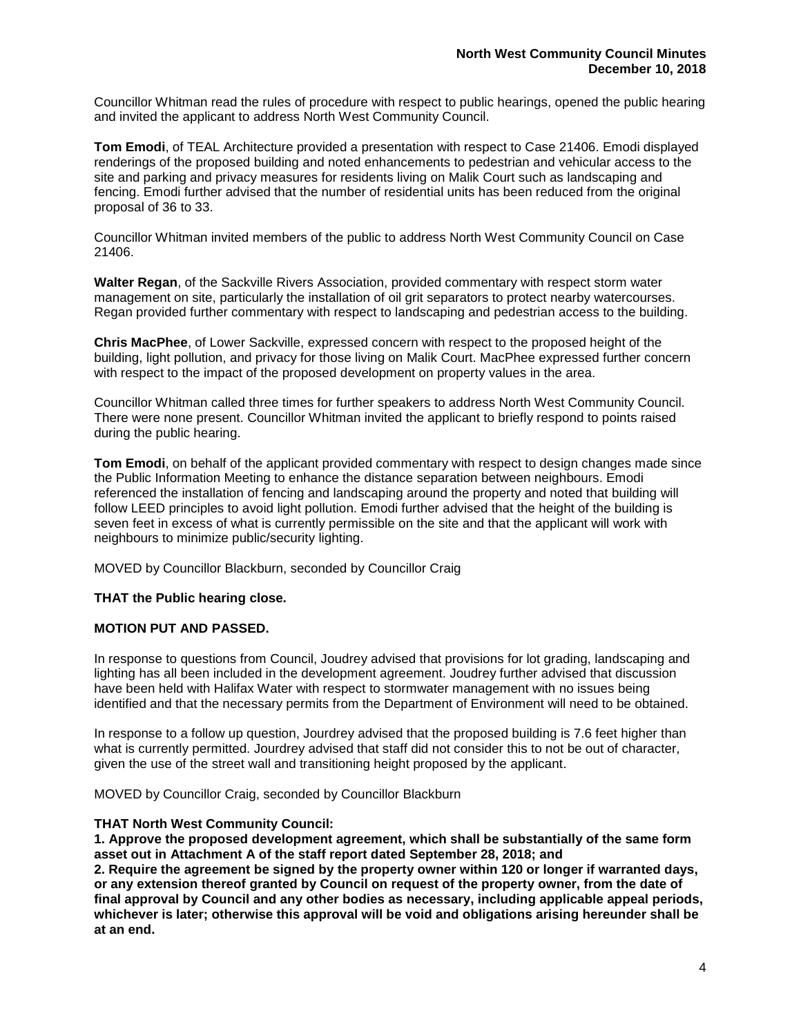Councillor Whitman read the rules of procedure with respect to public hearings, opened the public hearing and invited the applicant to address North West Community Council.

**Tom Emodi**, of TEAL Architecture provided a presentation with respect to Case 21406. Emodi displayed renderings of the proposed building and noted enhancements to pedestrian and vehicular access to the site and parking and privacy measures for residents living on Malik Court such as landscaping and fencing. Emodi further advised that the number of residential units has been reduced from the original proposal of 36 to 33.

Councillor Whitman invited members of the public to address North West Community Council on Case 21406.

**Walter Regan**, of the Sackville Rivers Association, provided commentary with respect storm water management on site, particularly the installation of oil grit separators to protect nearby watercourses. Regan provided further commentary with respect to landscaping and pedestrian access to the building.

**Chris MacPhee**, of Lower Sackville, expressed concern with respect to the proposed height of the building, light pollution, and privacy for those living on Malik Court. MacPhee expressed further concern with respect to the impact of the proposed development on property values in the area.

Councillor Whitman called three times for further speakers to address North West Community Council. There were none present. Councillor Whitman invited the applicant to briefly respond to points raised during the public hearing.

**Tom Emodi**, on behalf of the applicant provided commentary with respect to design changes made since the Public Information Meeting to enhance the distance separation between neighbours. Emodi referenced the installation of fencing and landscaping around the property and noted that building will follow LEED principles to avoid light pollution. Emodi further advised that the height of the building is seven feet in excess of what is currently permissible on the site and that the applicant will work with neighbours to minimize public/security lighting.

MOVED by Councillor Blackburn, seconded by Councillor Craig

**THAT the Public hearing close.**

**MOTION PUT AND PASSED.**

In response to questions from Council, Joudrey advised that provisions for lot grading, landscaping and lighting has all been included in the development agreement. Joudrey further advised that discussion have been held with Halifax Water with respect to stormwater management with no issues being identified and that the necessary permits from the Department of Environment will need to be obtained.

In response to a follow up question, Jourdrey advised that the proposed building is 7.6 feet higher than what is currently permitted. Jourdrey advised that staff did not consider this to not be out of character, given the use of the street wall and transitioning height proposed by the applicant.

MOVED by Councillor Craig, seconded by Councillor Blackburn

**THAT North West Community Council:**
**1. Approve the proposed development agreement, which shall be substantially of the same form asset out in Attachment A of the staff report dated September 28, 2018; and**
**2. Require the agreement be signed by the property owner within 120 or longer if warranted days, or any extension thereof granted by Council on request of the property owner, from the date of final approval by Council and any other bodies as necessary, including applicable appeal periods, whichever is later; otherwise this approval will be void and obligations arising hereunder shall be at an end.**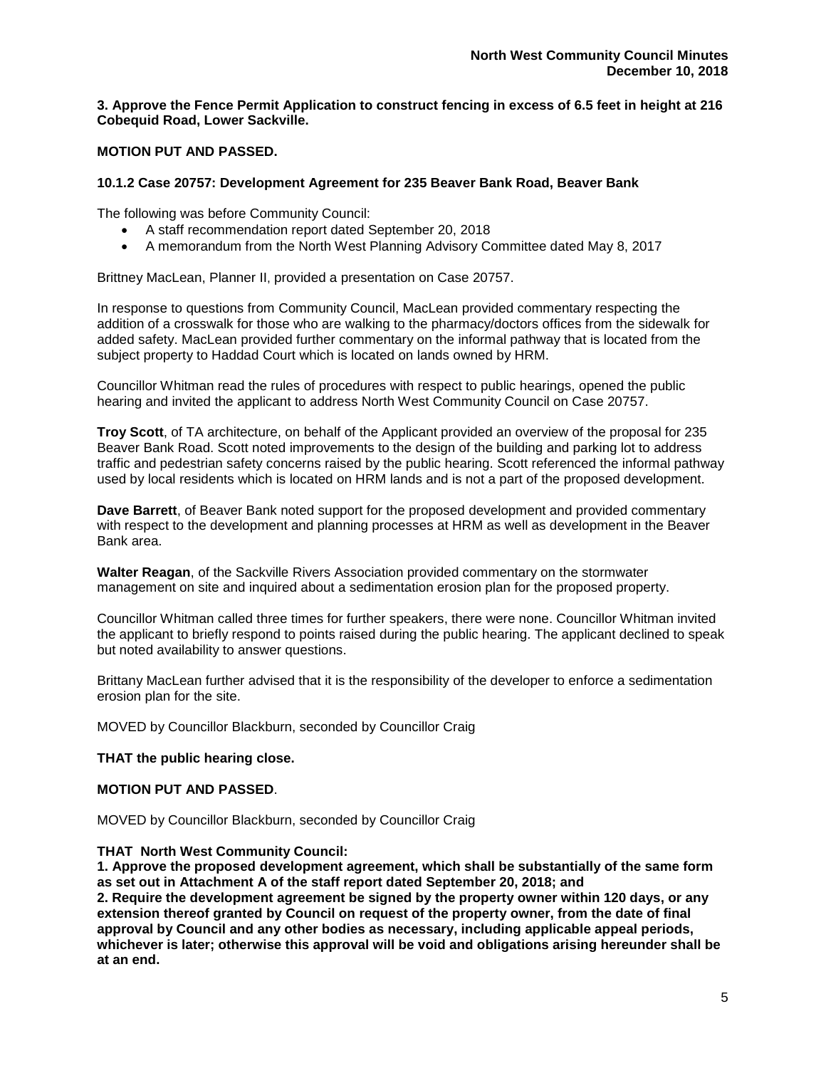**3. Approve the Fence Permit Application to construct fencing in excess of 6.5 feet in height at 216 Cobequid Road, Lower Sackville.**

**MOTION PUT AND PASSED.**

### 10.1.2 Case 20757: Development Agreement for 235 Beaver Bank Road, Beaver Bank

The following was before Community Council:

- A staff recommendation report dated September 20, 2018
- A memorandum from the North West Planning Advisory Committee dated May 8, 2017

Brittney MacLean, Planner II, provided a presentation on Case 20757.

In response to questions from Community Council, MacLean provided commentary respecting the addition of a crosswalk for those who are walking to the pharmacy/doctors offices from the sidewalk for added safety. MacLean provided further commentary on the informal pathway that is located from the subject property to Haddad Court which is located on lands owned by HRM.

Councillor Whitman read the rules of procedures with respect to public hearings, opened the public hearing and invited the applicant to address North West Community Council on Case 20757.

**Troy Scott**, of TA architecture, on behalf of the Applicant provided an overview of the proposal for 235 Beaver Bank Road. Scott noted improvements to the design of the building and parking lot to address traffic and pedestrian safety concerns raised by the public hearing. Scott referenced the informal pathway used by local residents which is located on HRM lands and is not a part of the proposed development.

**Dave Barrett**, of Beaver Bank noted support for the proposed development and provided commentary with respect to the development and planning processes at HRM as well as development in the Beaver Bank area.

**Walter Reagan**, of the Sackville Rivers Association provided commentary on the stormwater management on site and inquired about a sedimentation erosion plan for the proposed property.

Councillor Whitman called three times for further speakers, there were none. Councillor Whitman invited the applicant to briefly respond to points raised during the public hearing. The applicant declined to speak but noted availability to answer questions.

Brittany MacLean further advised that it is the responsibility of the developer to enforce a sedimentation erosion plan for the site.

MOVED by Councillor Blackburn, seconded by Councillor Craig

**THAT the public hearing close.**

**MOTION PUT AND PASSED**.

MOVED by Councillor Blackburn, seconded by Councillor Craig

**THAT North West Community Council:**
**1. Approve the proposed development agreement, which shall be substantially of the same form as set out in Attachment A of the staff report dated September 20, 2018; and**
**2. Require the development agreement be signed by the property owner within 120 days, or any extension thereof granted by Council on request of the property owner, from the date of final approval by Council and any other bodies as necessary, including applicable appeal periods, whichever is later; otherwise this approval will be void and obligations arising hereunder shall be at an end.**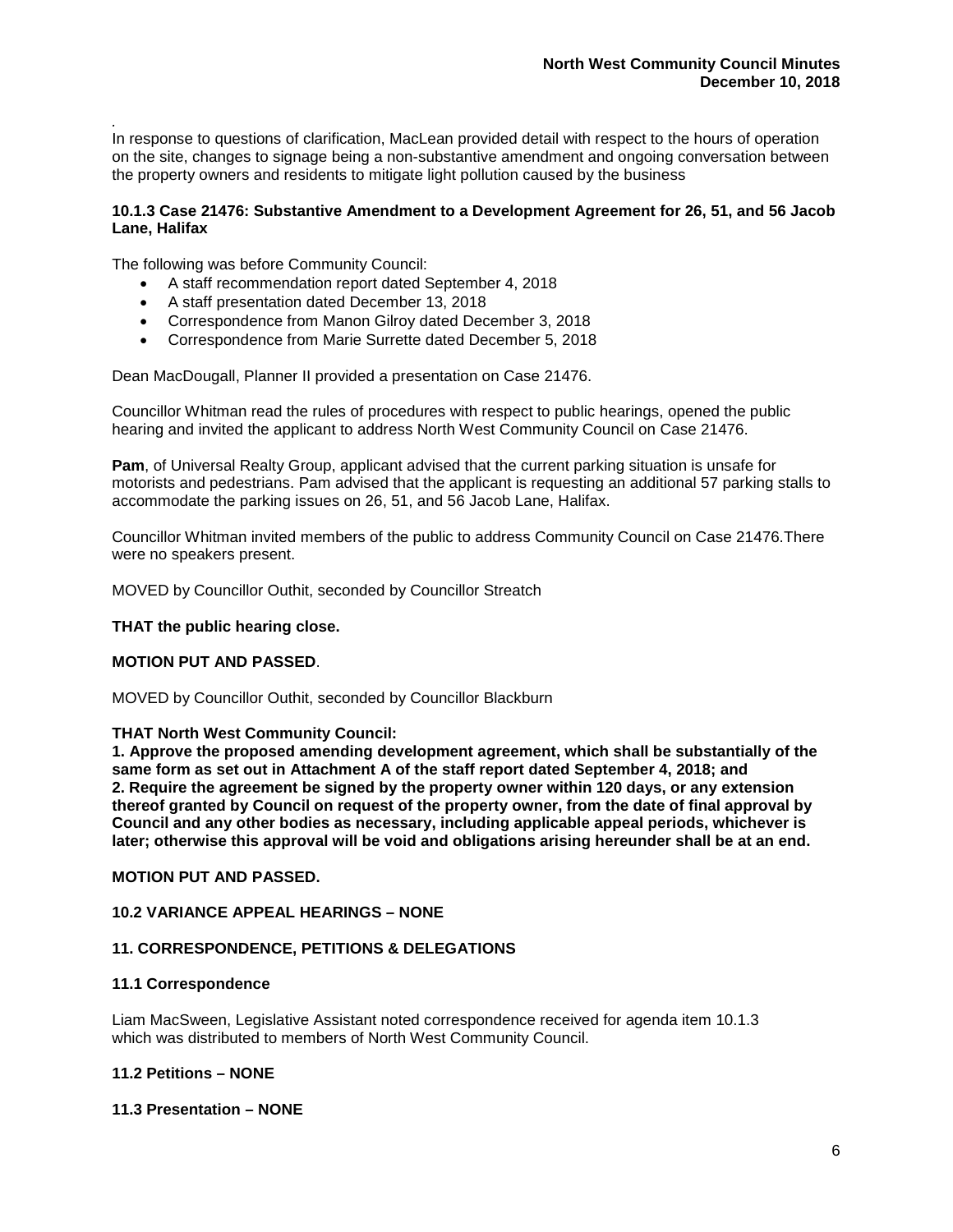.
In response to questions of clarification, MacLean provided detail with respect to the hours of operation on the site, changes to signage being a non-substantive amendment and ongoing conversation between the property owners and residents to mitigate light pollution caused by the business

**10.1.3 Case 21476: Substantive Amendment to a Development Agreement for 26, 51, and 56 Jacob Lane, Halifax**

The following was before Community Council:

- A staff recommendation report dated September 4, 2018
- A staff presentation dated December 13, 2018
- Correspondence from Manon Gilroy dated December 3, 2018
- Correspondence from Marie Surrette dated December 5, 2018

Dean MacDougall, Planner II provided a presentation on Case 21476.

Councillor Whitman read the rules of procedures with respect to public hearings, opened the public hearing and invited the applicant to address North West Community Council on Case 21476.

**Pam**, of Universal Realty Group, applicant advised that the current parking situation is unsafe for motorists and pedestrians. Pam advised that the applicant is requesting an additional 57 parking stalls to accommodate the parking issues on 26, 51, and 56 Jacob Lane, Halifax.

Councillor Whitman invited members of the public to address Community Council on Case 21476.There were no speakers present.

MOVED by Councillor Outhit, seconded by Councillor Streatch

**THAT the public hearing close.**

**MOTION PUT AND PASSED**.

MOVED by Councillor Outhit, seconded by Councillor Blackburn

**THAT North West Community Council:**
**1. Approve the proposed amending development agreement, which shall be substantially of the same form as set out in Attachment A of the staff report dated September 4, 2018; and**
**2. Require the agreement be signed by the property owner within 120 days, or any extension thereof granted by Council on request of the property owner, from the date of final approval by Council and any other bodies as necessary, including applicable appeal periods, whichever is later; otherwise this approval will be void and obligations arising hereunder shall be at an end.**

**MOTION PUT AND PASSED.**

**10.2 VARIANCE APPEAL HEARINGS – NONE**

**11. CORRESPONDENCE, PETITIONS & DELEGATIONS**

**11.1 Correspondence**

Liam MacSween, Legislative Assistant noted correspondence received for agenda item 10.1.3 which was distributed to members of North West Community Council.

**11.2 Petitions – NONE**

**11.3 Presentation – NONE**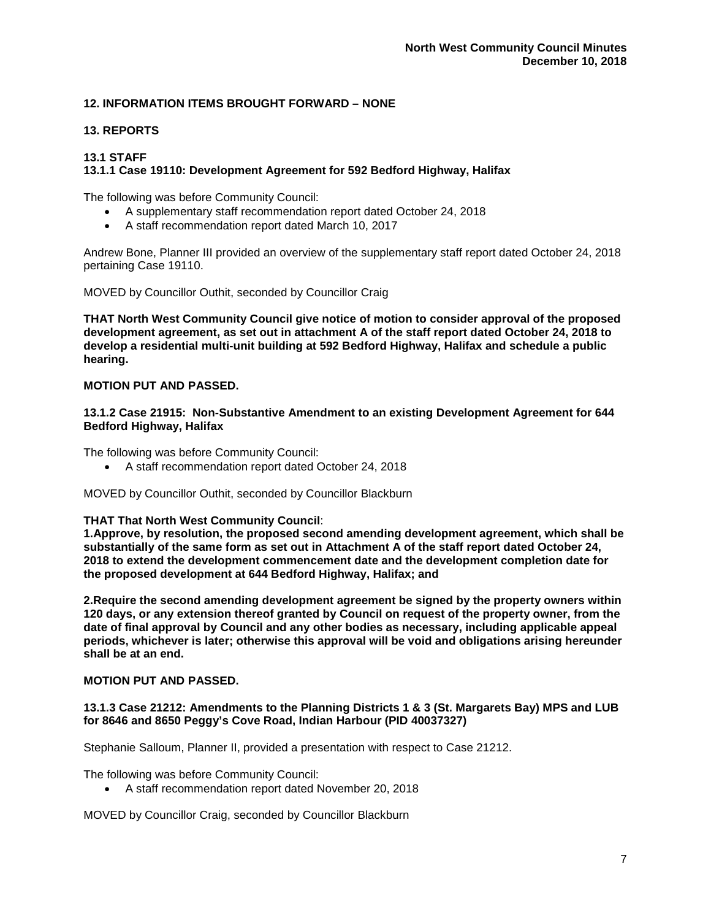## 12. INFORMATION ITEMS BROUGHT FORWARD – NONE

## 13. REPORTS

### 13.1 STAFF

#### 13.1.1 Case 19110: Development Agreement for 592 Bedford Highway, Halifax

The following was before Community Council:

- A supplementary staff recommendation report dated October 24, 2018
- A staff recommendation report dated March 10, 2017

Andrew Bone, Planner III provided an overview of the supplementary staff report dated October 24, 2018 pertaining Case 19110.

MOVED by Councillor Outhit, seconded by Councillor Craig

**THAT North West Community Council give notice of motion to consider approval of the proposed development agreement, as set out in attachment A of the staff report dated October 24, 2018 to develop a residential multi-unit building at 592 Bedford Highway, Halifax and schedule a public hearing.**

**MOTION PUT AND PASSED.**

#### 13.1.2 Case 21915: Non-Substantive Amendment to an existing Development Agreement for 644 Bedford Highway, Halifax

The following was before Community Council:

- A staff recommendation report dated October 24, 2018

MOVED by Councillor Outhit, seconded by Councillor Blackburn

**THAT That North West Community Council**:

**1.Approve, by resolution, the proposed second amending development agreement, which shall be substantially of the same form as set out in Attachment A of the staff report dated October 24, 2018 to extend the development commencement date and the development completion date for the proposed development at 644 Bedford Highway, Halifax; and**

**2.Require the second amending development agreement be signed by the property owners within 120 days, or any extension thereof granted by Council on request of the property owner, from the date of final approval by Council and any other bodies as necessary, including applicable appeal periods, whichever is later; otherwise this approval will be void and obligations arising hereunder shall be at an end.**

**MOTION PUT AND PASSED.**

#### 13.1.3 Case 21212: Amendments to the Planning Districts 1 & 3 (St. Margarets Bay) MPS and LUB for 8646 and 8650 Peggy's Cove Road, Indian Harbour (PID 40037327)

Stephanie Salloum, Planner II, provided a presentation with respect to Case 21212.

The following was before Community Council:

- A staff recommendation report dated November 20, 2018

MOVED by Councillor Craig, seconded by Councillor Blackburn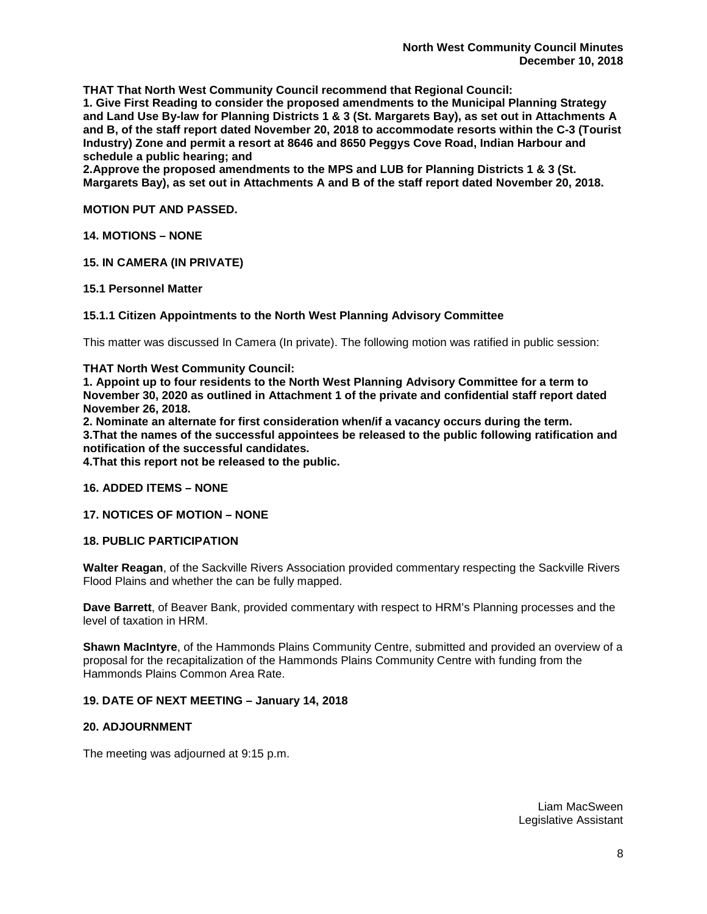**THAT That North West Community Council recommend that Regional Council:**
**1. Give First Reading to consider the proposed amendments to the Municipal Planning Strategy and Land Use By-law for Planning Districts 1 & 3 (St. Margarets Bay), as set out in Attachments A and B, of the staff report dated November 20, 2018 to accommodate resorts within the C-3 (Tourist Industry) Zone and permit a resort at 8646 and 8650 Peggys Cove Road, Indian Harbour and schedule a public hearing; and**
**2.Approve the proposed amendments to the MPS and LUB for Planning Districts 1 & 3 (St. Margarets Bay), as set out in Attachments A and B of the staff report dated November 20, 2018.**

**MOTION PUT AND PASSED.**

**14. MOTIONS – NONE**

**15. IN CAMERA (IN PRIVATE)**

**15.1 Personnel Matter**

**15.1.1 Citizen Appointments to the North West Planning Advisory Committee**

This matter was discussed In Camera (In private). The following motion was ratified in public session:

**THAT North West Community Council:**
**1. Appoint up to four residents to the North West Planning Advisory Committee for a term to November 30, 2020 as outlined in Attachment 1 of the private and confidential staff report dated November 26, 2018.**
**2. Nominate an alternate for first consideration when/if a vacancy occurs during the term.**
**3.That the names of the successful appointees be released to the public following ratification and notification of the successful candidates.**
**4.That this report not be released to the public.**

**16. ADDED ITEMS – NONE**

**17. NOTICES OF MOTION – NONE**

**18. PUBLIC PARTICIPATION**

**Walter Reagan**, of the Sackville Rivers Association provided commentary respecting the Sackville Rivers Flood Plains and whether the can be fully mapped.

**Dave Barrett**, of Beaver Bank, provided commentary with respect to HRM's Planning processes and the level of taxation in HRM.

**Shawn MacIntyre**, of the Hammonds Plains Community Centre, submitted and provided an overview of a proposal for the recapitalization of the Hammonds Plains Community Centre with funding from the Hammonds Plains Common Area Rate.

**19. DATE OF NEXT MEETING – January 14, 2018**

**20. ADJOURNMENT**

The meeting was adjourned at 9:15 p.m.

Liam MacSween
Legislative Assistant